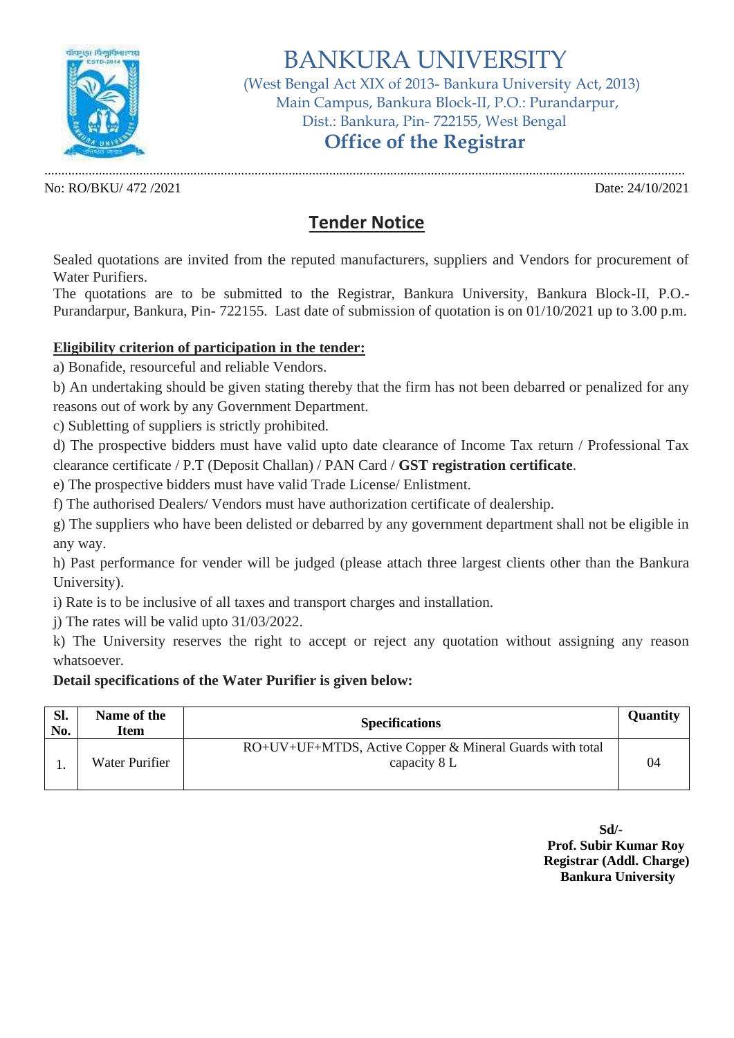# BANKURA UNIVERSITY

(West Bengal Act XIX of 2013- Bankura University Act, 2013)
Main Campus, Bankura Block-II, P.O.: Purandarpur,
Dist.: Bankura, Pin- 722155, West Bengal

## Office of the Registrar

No: RO/BKU/ 472 /2021 Date: 24/10/2021

## Tender Notice

Sealed quotations are invited from the reputed manufacturers, suppliers and Vendors for procurement of Water Purifiers.

The quotations are to be submitted to the Registrar, Bankura University, Bankura Block-II, P.O.-Purandarpur, Bankura, Pin- 722155. Last date of submission of quotation is on 01/10/2021 up to 3.00 p.m.

**Eligibility criterion of participation in the tender:**

a) Bonafide, resourceful and reliable Vendors.

b) An undertaking should be given stating thereby that the firm has not been debarred or penalized for any reasons out of work by any Government Department.

c) Subletting of suppliers is strictly prohibited.

d) The prospective bidders must have valid upto date clearance of Income Tax return / Professional Tax clearance certificate / P.T (Deposit Challan) / PAN Card / **GST registration certificate**.

e) The prospective bidders must have valid Trade License/ Enlistment.

f) The authorised Dealers/ Vendors must have authorization certificate of dealership.

g) The suppliers who have been delisted or debarred by any government department shall not be eligible in any way.

h) Past performance for vender will be judged (please attach three largest clients other than the Bankura University).

i) Rate is to be inclusive of all taxes and transport charges and installation.

j) The rates will be valid upto 31/03/2022.

k) The University reserves the right to accept or reject any quotation without assigning any reason whatsoever.

**Detail specifications of the Water Purifier is given below:**

| Sl. No. | Name of the Item | Specifications | Quantity |
|---|---|---|---|
| 1. | Water Purifier | RO+UV+UF+MTDS, Active Copper & Mineral Guards with total capacity 8 L | 04 |

**Sd/-**
**Prof. Subir Kumar Roy**
**Registrar (Addl. Charge)**
**Bankura University**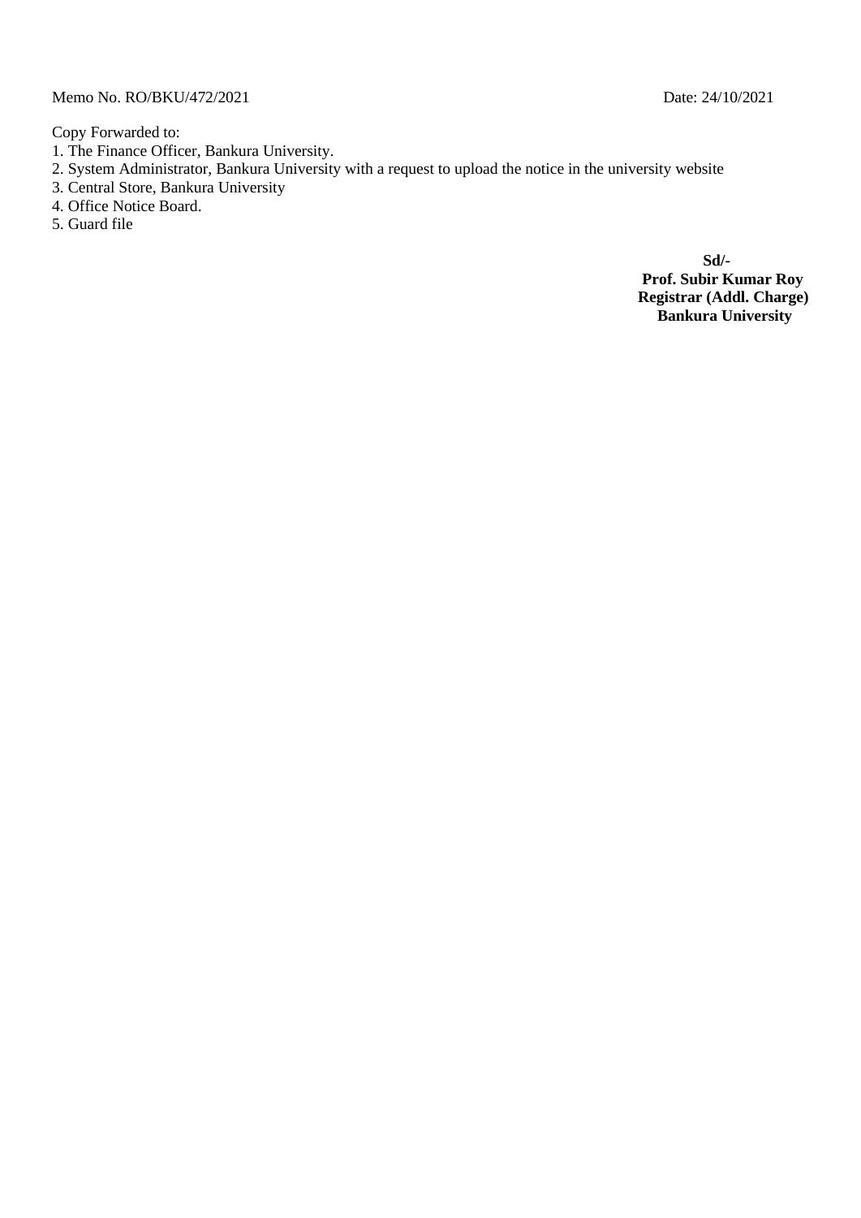Memo No. RO/BKU/472/2021 Date: 24/10/2021

Copy Forwarded to:

1. The Finance Officer, Bankura University.
2. System Administrator, Bankura University with a request to upload the notice in the university website
3. Central Store, Bankura University
4. Office Notice Board.
5. Guard file

**Sd/-**
**Prof. Subir Kumar Roy**
**Registrar (Addl. Charge)**
**Bankura University**